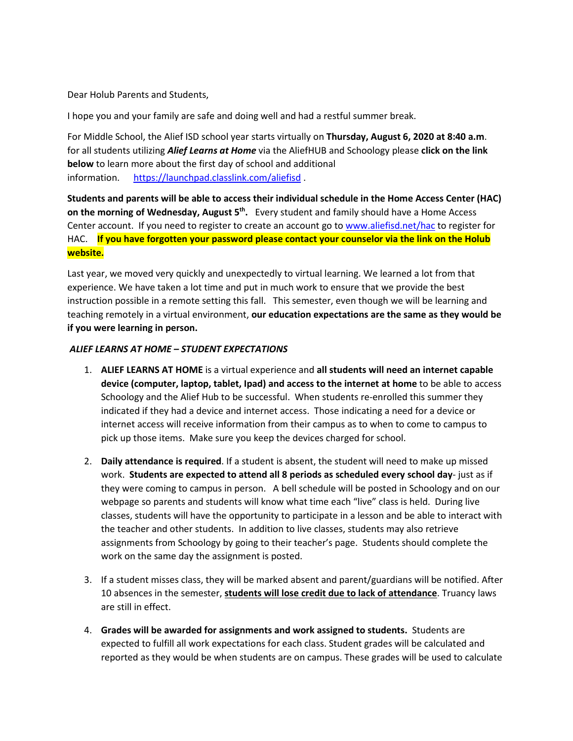Dear Holub Parents and Students,

I hope you and your family are safe and doing well and had a restful summer break.

For Middle School, the Alief ISD school year starts virtually on **Thursday, August 6, 2020 at 8:40 a.m**. for all students utilizing ***Alief Learns at Home*** via the AliefHUB and Schoology please **click on the link below** to learn more about the first day of school and additional information. https://launchpad.classlink.com/aliefisd .

**Students and parents will be able to access their individual schedule in the Home Access Center (HAC) on the morning of Wednesday, August 5th.** Every student and family should have a Home Access Center account. If you need to register to create an account go to www.aliefisd.net/hac to register for HAC. **If you have forgotten your password please contact your counselor via the link on the Holub website.**

Last year, we moved very quickly and unexpectedly to virtual learning. We learned a lot from that experience. We have taken a lot time and put in much work to ensure that we provide the best instruction possible in a remote setting this fall. This semester, even though we will be learning and teaching remotely in a virtual environment, **our education expectations are the same as they would be if you were learning in person.**

***ALIEF LEARNS AT HOME – STUDENT EXPECTATIONS***

1. **ALIEF LEARNS AT HOME** is a virtual experience and **all students will need an internet capable device (computer, laptop, tablet, Ipad) and access to the internet at home** to be able to access Schoology and the Alief Hub to be successful. When students re-enrolled this summer they indicated if they had a device and internet access. Those indicating a need for a device or internet access will receive information from their campus as to when to come to campus to pick up those items. Make sure you keep the devices charged for school.

2. **Daily attendance is required**. If a student is absent, the student will need to make up missed work. **Students are expected to attend all 8 periods as scheduled every school day**- just as if they were coming to campus in person. A bell schedule will be posted in Schoology and on our webpage so parents and students will know what time each "live" class is held. During live classes, students will have the opportunity to participate in a lesson and be able to interact with the teacher and other students. In addition to live classes, students may also retrieve assignments from Schoology by going to their teacher's page. Students should complete the work on the same day the assignment is posted.

3. If a student misses class, they will be marked absent and parent/guardians will be notified. After 10 absences in the semester, **students will lose credit due to lack of attendance**. Truancy laws are still in effect.

4. **Grades will be awarded for assignments and work assigned to students.** Students are expected to fulfill all work expectations for each class. Student grades will be calculated and reported as they would be when students are on campus. These grades will be used to calculate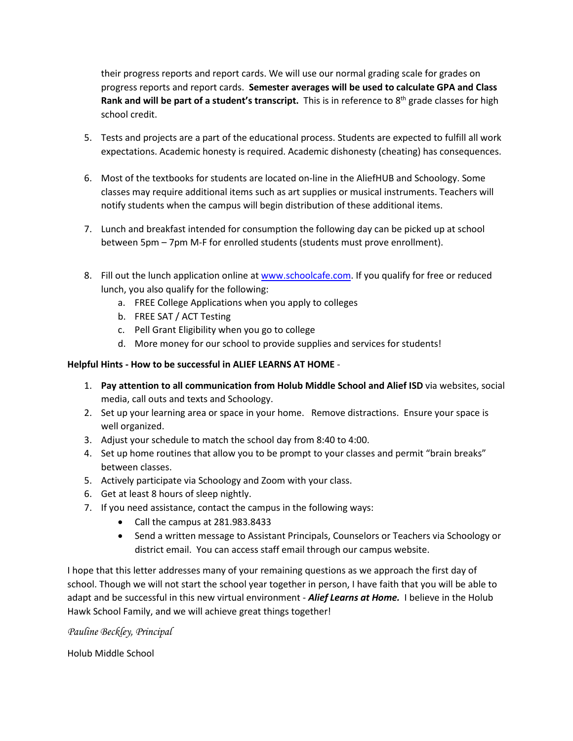their progress reports and report cards. We will use our normal grading scale for grades on progress reports and report cards. **Semester averages will be used to calculate GPA and Class Rank and will be part of a student's transcript.** This is in reference to 8th grade classes for high school credit.

5. Tests and projects are a part of the educational process. Students are expected to fulfill all work expectations. Academic honesty is required. Academic dishonesty (cheating) has consequences.

6. Most of the textbooks for students are located on-line in the AliefHUB and Schoology. Some classes may require additional items such as art supplies or musical instruments. Teachers will notify students when the campus will begin distribution of these additional items.

7. Lunch and breakfast intended for consumption the following day can be picked up at school between 5pm – 7pm M-F for enrolled students (students must prove enrollment).

8. Fill out the lunch application online at [www.schoolcafe.com](http://www.schoolcafe.com). If you qualify for free or reduced lunch, you also qualify for the following:
   a. FREE College Applications when you apply to colleges
   b. FREE SAT / ACT Testing
   c. Pell Grant Eligibility when you go to college
   d. More money for our school to provide supplies and services for students!

**Helpful Hints - How to be successful in ALIEF LEARNS AT HOME** -

1. **Pay attention to all communication from Holub Middle School and Alief ISD** via websites, social media, call outs and texts and Schoology.
2. Set up your learning area or space in your home. Remove distractions. Ensure your space is well organized.
3. Adjust your schedule to match the school day from 8:40 to 4:00.
4. Set up home routines that allow you to be prompt to your classes and permit "brain breaks" between classes.
5. Actively participate via Schoology and Zoom with your class.
6. Get at least 8 hours of sleep nightly.
7. If you need assistance, contact the campus in the following ways:
   - Call the campus at 281.983.8433
   - Send a written message to Assistant Principals, Counselors or Teachers via Schoology or district email. You can access staff email through our campus website.

I hope that this letter addresses many of your remaining questions as we approach the first day of school. Though we will not start the school year together in person, I have faith that you will be able to adapt and be successful in this new virtual environment - ***Alief Learns at Home.*** I believe in the Holub Hawk School Family, and we will achieve great things together!

*Pauline Beckley, Principal*

Holub Middle School